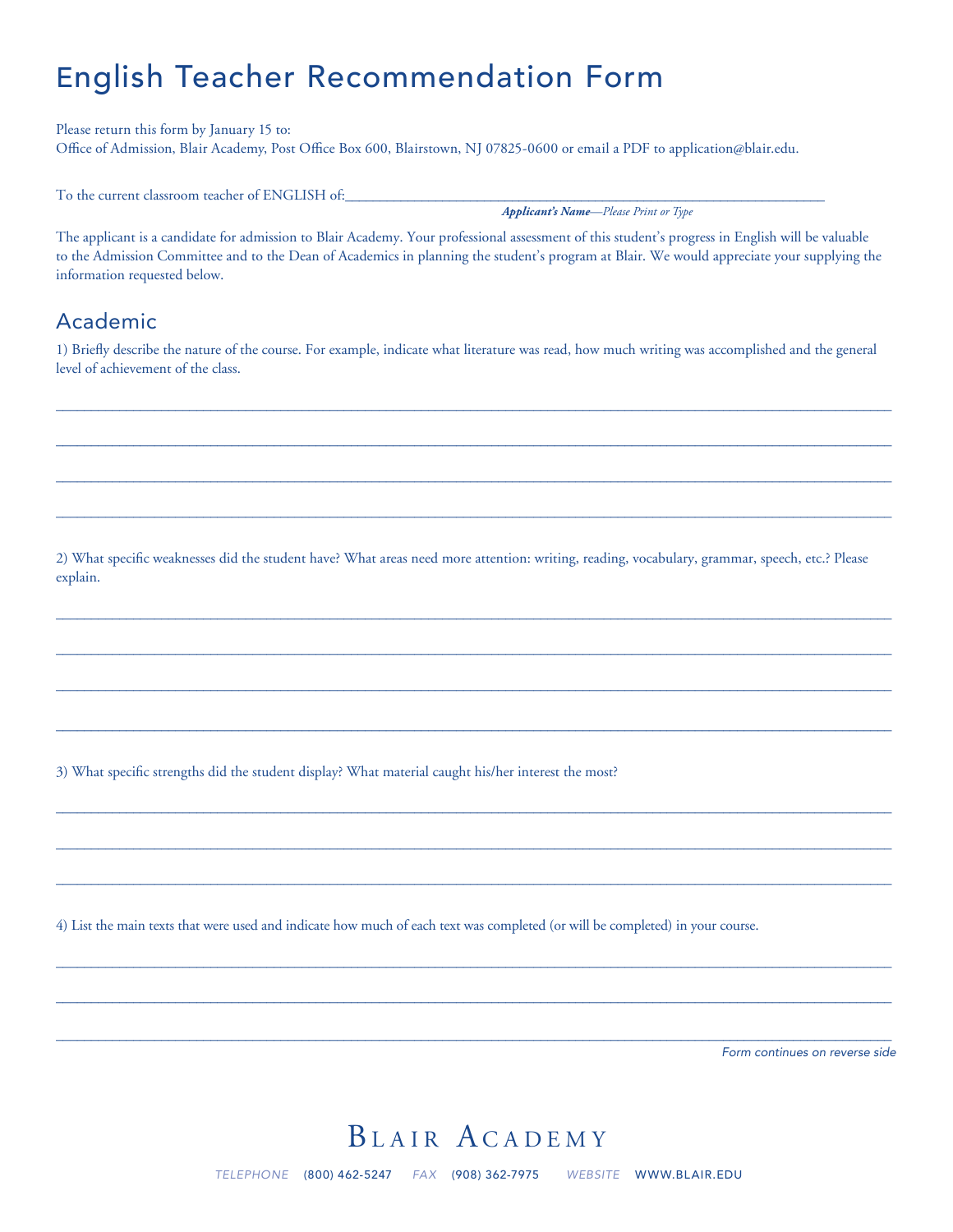# English Teacher Recommendation Form

Please return this form by January 15 to:
Office of Admission, Blair Academy, Post Office Box 600, Blairstown, NJ 07825-0600 or email a PDF to application@blair.edu.

To the current classroom teacher of ENGLISH of:_______________________________________________

***Applicant's Name**—Please Print or Type*

The applicant is a candidate for admission to Blair Academy. Your professional assessment of this student's progress in English will be valuable to the Admission Committee and to the Dean of Academics in planning the student's program at Blair. We would appreciate your supplying the information requested below.

## Academic

1) Briefly describe the nature of the course. For example, indicate what literature was read, how much writing was accomplished and the general level of achievement of the class.

_______________________________________________

_______________________________________________

_______________________________________________

_______________________________________________

2) What specific weaknesses did the student have? What areas need more attention: writing, reading, vocabulary, grammar, speech, etc.? Please explain.

_______________________________________________

_______________________________________________

_______________________________________________

_______________________________________________

3) What specific strengths did the student display? What material caught his/her interest the most?

_______________________________________________

_______________________________________________

_______________________________________________

4) List the main texts that were used and indicate how much of each text was completed (or will be completed) in your course.

_______________________________________________

_______________________________________________

_______________________________________________

*Form continues on reverse side*

Blair Academy

TELEPHONE (800) 462-5247 FAX (908) 362-7975 WEBSITE WWW.BLAIR.EDU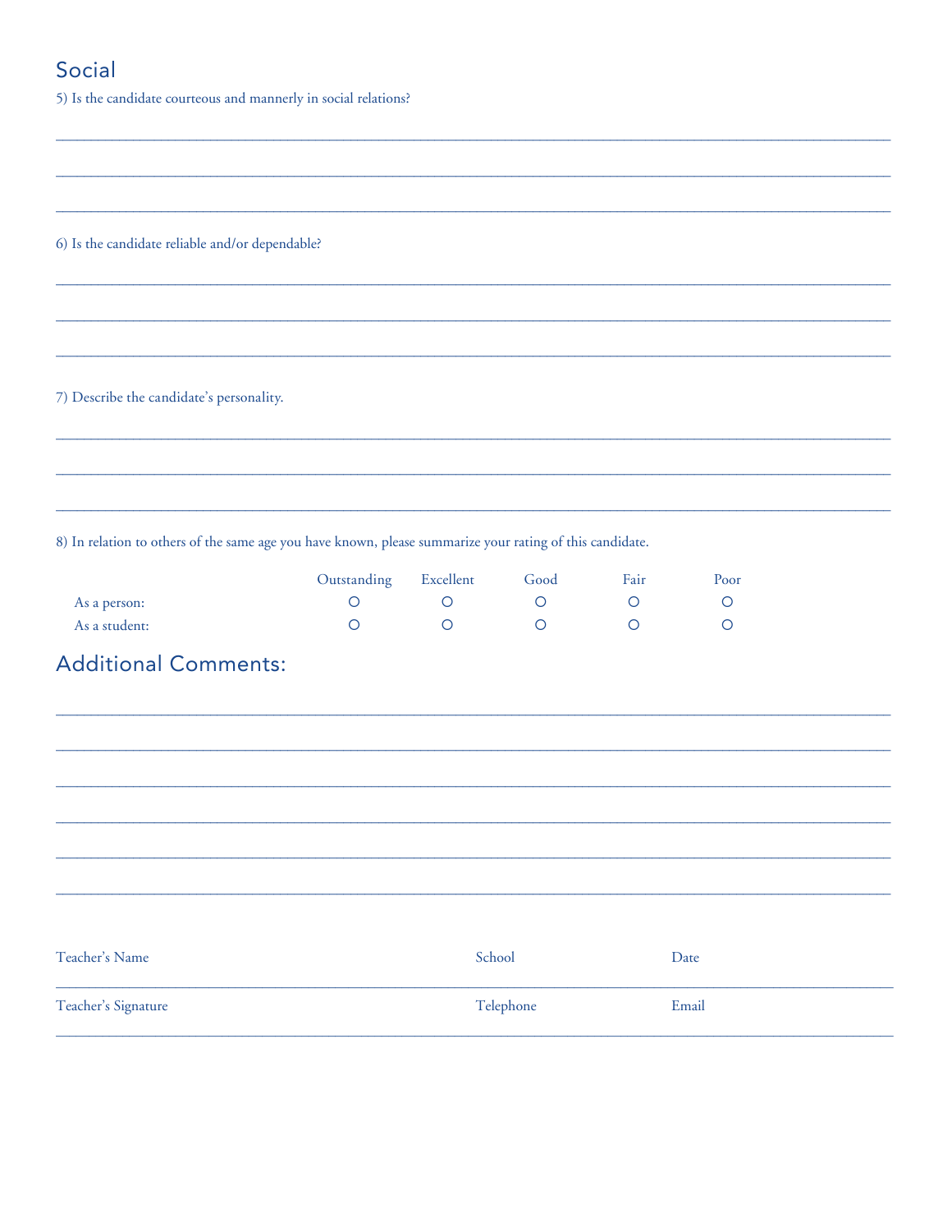## Social

5) Is the candidate courteous and mannerly in social relations?

______________________________________________________________________________

______________________________________________________________________________

______________________________________________________________________________

6) Is the candidate reliable and/or dependable?

______________________________________________________________________________

______________________________________________________________________________

______________________________________________________________________________

7) Describe the candidate's personality.

______________________________________________________________________________

______________________________________________________________________________

______________________________________________________________________________

8) In relation to others of the same age you have known, please summarize your rating of this candidate.

| | Outstanding | Excellent | Good | Fair | Poor |
|---|---|---|---|---|---|
| As a person: | ○ | ○ | ○ | ○ | ○ |
| As a student: | ○ | ○ | ○ | ○ | ○ |

## Additional Comments:

______________________________________________________________________________

______________________________________________________________________________

______________________________________________________________________________

______________________________________________________________________________

______________________________________________________________________________

______________________________________________________________________________

| Teacher's Name | School | Date |
|---|---|---|
| Teacher's Signature | Telephone | Email |